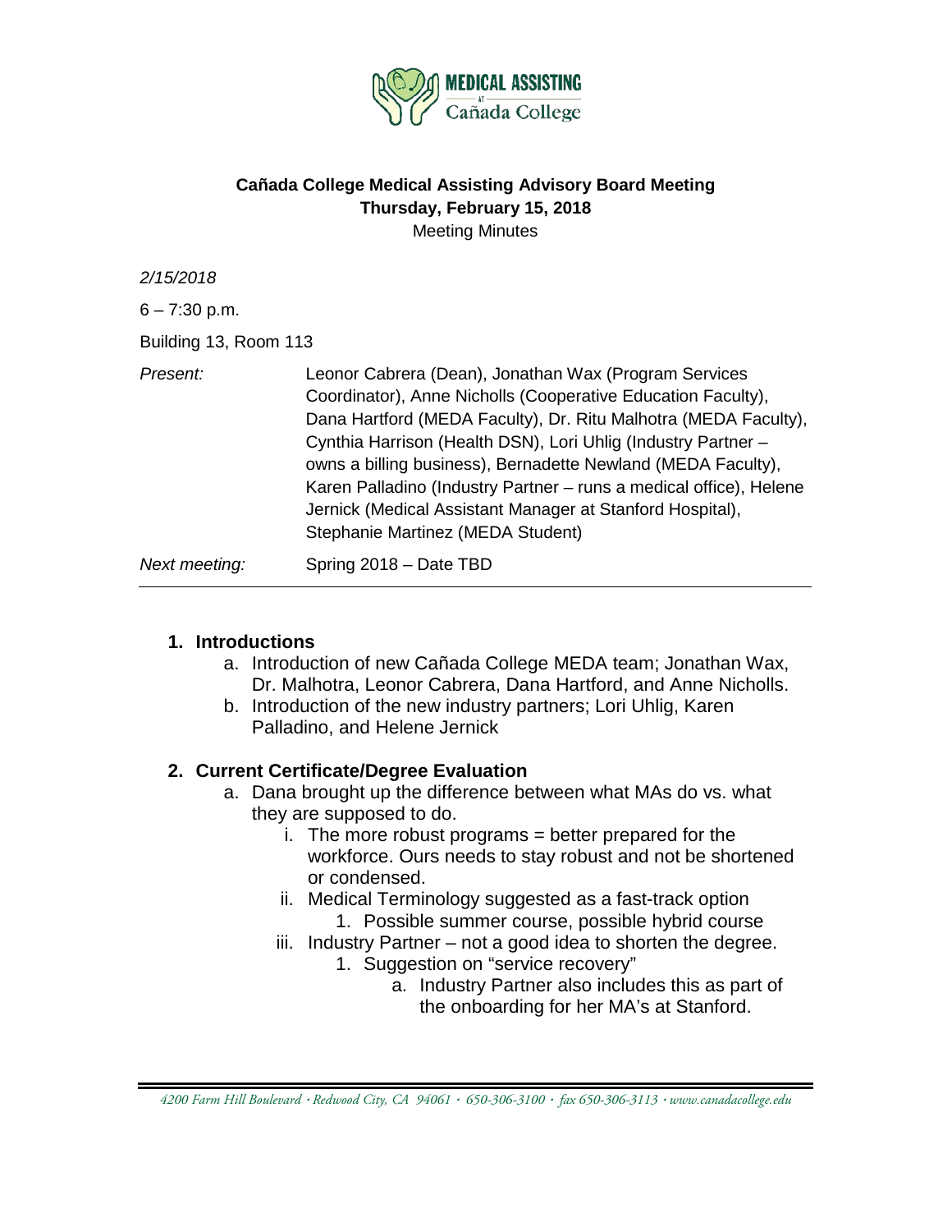**Cañada College Medical Assisting Advisory Board Meeting**
**Thursday, February 15, 2018**
Meeting Minutes

*2/2015/2018*

**Cañada College Medical Assisting Advisory Board Meeting**
**Thursday, February 15, 2018**
Meeting Minutes

*2/15/2018*

6 – 7:30 p.m.

Building 13, Room 113

| | |
|---|---|
| *Present:* | Leonor Cabrera (Dean), Jonathan Wax (Program Services Coordinator), Anne Nicholls (Cooperative Education Faculty), Dana Hartford (MEDA Faculty), Dr. Ritu Malhotra (MEDA Faculty), Cynthia Harrison (Health DSN), Lori Uhlig (Industry Partner – owns a billing business), Bernadette Newland (MEDA Faculty), Karen Palladino (Industry Partner – runs a medical office), Helene Jernick (Medical Assistant Manager at Stanford Hospital), Stephanie Martinez (MEDA Student) |
| *Next meeting:* | Spring 2018 – Date TBD |

## 1. Introductions

a. Introduction of new Cañada College MEDA team; Jonathan Wax, Dr. Malhotra, Leonor Cabrera, Dana Hartford, and Anne Nicholls.

b. Introduction of the new industry partners; Lori Uhlig, Karen Palladino, and Helene Jernick

## 2. Current Certificate/Degree Evaluation

a. Dana brought up the difference between what MAs do vs. what they are supposed to do.

   i. The more robust programs = better prepared for the workforce. Ours needs to stay robust and not be shortened or condensed.

   ii. Medical Terminology suggested as a fast-track option

      1. Possible summer course, possible hybrid course

   iii. Industry Partner – not a good idea to shorten the degree.

      1. Suggestion on "service recovery"

         a. Industry Partner also includes this as part of the onboarding for her MA's at Stanford.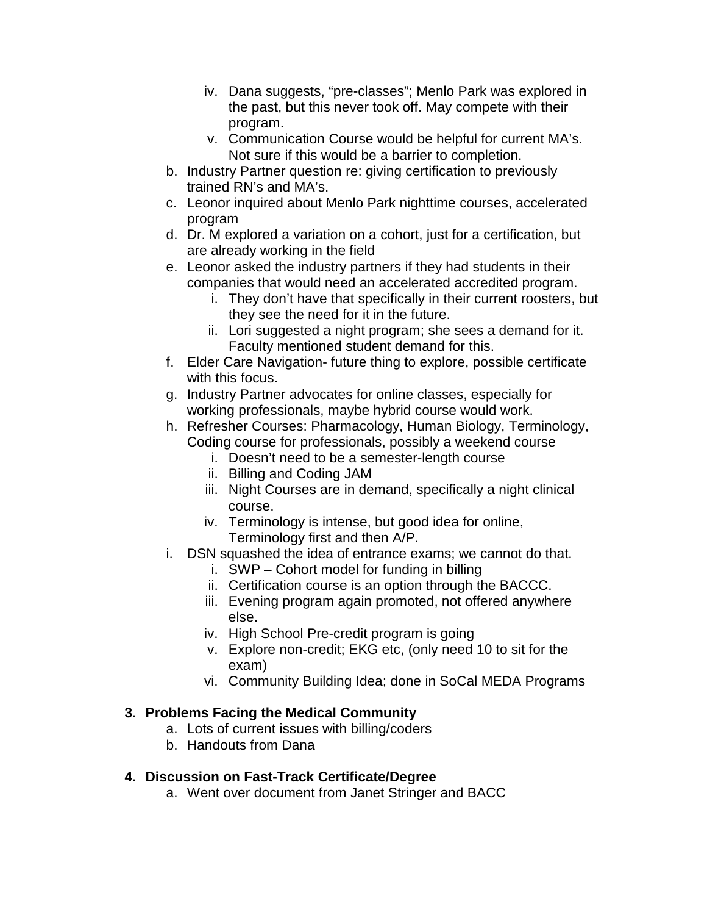iv. Dana suggests, "pre-classes"; Menlo Park was explored in the past, but this never took off. May compete with their program.
   v. Communication Course would be helpful for current MA's. Not sure if this would be a barrier to completion.

b. Industry Partner question re: giving certification to previously trained RN's and MA's.
c. Leonor inquired about Menlo Park nighttime courses, accelerated program
d. Dr. M explored a variation on a cohort, just for a certification, but are already working in the field
e. Leonor asked the industry partners if they had students in their companies that would need an accelerated accredited program.
   i. They don't have that specifically in their current roosters, but they see the need for it in the future.
   ii. Lori suggested a night program; she sees a demand for it. Faculty mentioned student demand for this.
f. Elder Care Navigation- future thing to explore, possible certificate with this focus.
g. Industry Partner advocates for online classes, especially for working professionals, maybe hybrid course would work.
h. Refresher Courses: Pharmacology, Human Biology, Terminology, Coding course for professionals, possibly a weekend course
   i. Doesn't need to be a semester-length course
   ii. Billing and Coding JAM
   iii. Night Courses are in demand, specifically a night clinical course.
   iv. Terminology is intense, but good idea for online, Terminology first and then A/P.
i. DSN squashed the idea of entrance exams; we cannot do that.
   i. SWP – Cohort model for funding in billing
   ii. Certification course is an option through the BACCC.
   iii. Evening program again promoted, not offered anywhere else.
   iv. High School Pre-credit program is going
   v. Explore non-credit; EKG etc, (only need 10 to sit for the exam)
   vi. Community Building Idea; done in SoCal MEDA Programs

**3. Problems Facing the Medical Community**

a. Lots of current issues with billing/coders
b. Handouts from Dana

**4. Discussion on Fast-Track Certificate/Degree**

a. Went over document from Janet Stringer and BACC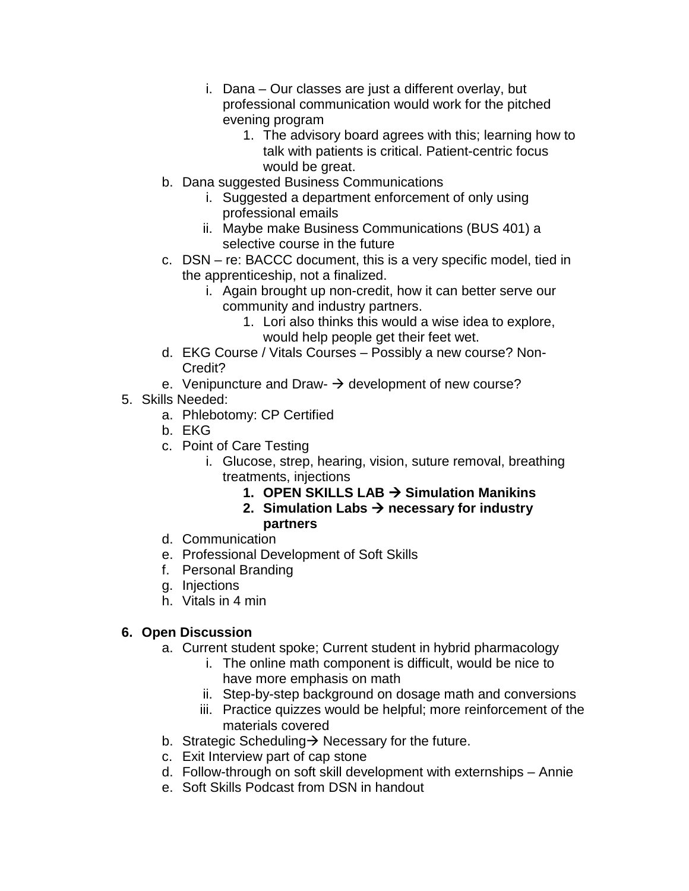i. Dana – Our classes are just a different overlay, but professional communication would work for the pitched evening program
            1. The advisory board agrees with this; learning how to talk with patients is critical. Patient-centric focus would be great.
   b. Dana suggested Business Communications
      i. Suggested a department enforcement of only using professional emails
      ii. Maybe make Business Communications (BUS 401) a selective course in the future
   c. DSN – re: BACCC document, this is a very specific model, tied in the apprenticeship, not a finalized.
      i. Again brought up non-credit, how it can better serve our community and industry partners.
         1. Lori also thinks this would a wise idea to explore, would help people get their feet wet.
   d. EKG Course / Vitals Courses – Possibly a new course? Non-Credit?
   e. Venipuncture and Draw- → development of new course?
5. Skills Needed:
   a. Phlebotomy: CP Certified
   b. EKG
   c. Point of Care Testing
      i. Glucose, strep, hearing, vision, suture removal, breathing treatments, injections
         1. **OPEN SKILLS LAB → Simulation Manikins**
         2. **Simulation Labs → necessary for industry partners**
   d. Communication
   e. Professional Development of Soft Skills
   f. Personal Branding
   g. Injections
   h. Vitals in 4 min

6. **Open Discussion**
   a. Current student spoke; Current student in hybrid pharmacology
      i. The online math component is difficult, would be nice to have more emphasis on math
      ii. Step-by-step background on dosage math and conversions
      iii. Practice quizzes would be helpful; more reinforcement of the materials covered
   b. Strategic Scheduling→ Necessary for the future.
   c. Exit Interview part of cap stone
   d. Follow-through on soft skill development with externships – Annie
   e. Soft Skills Podcast from DSN in handout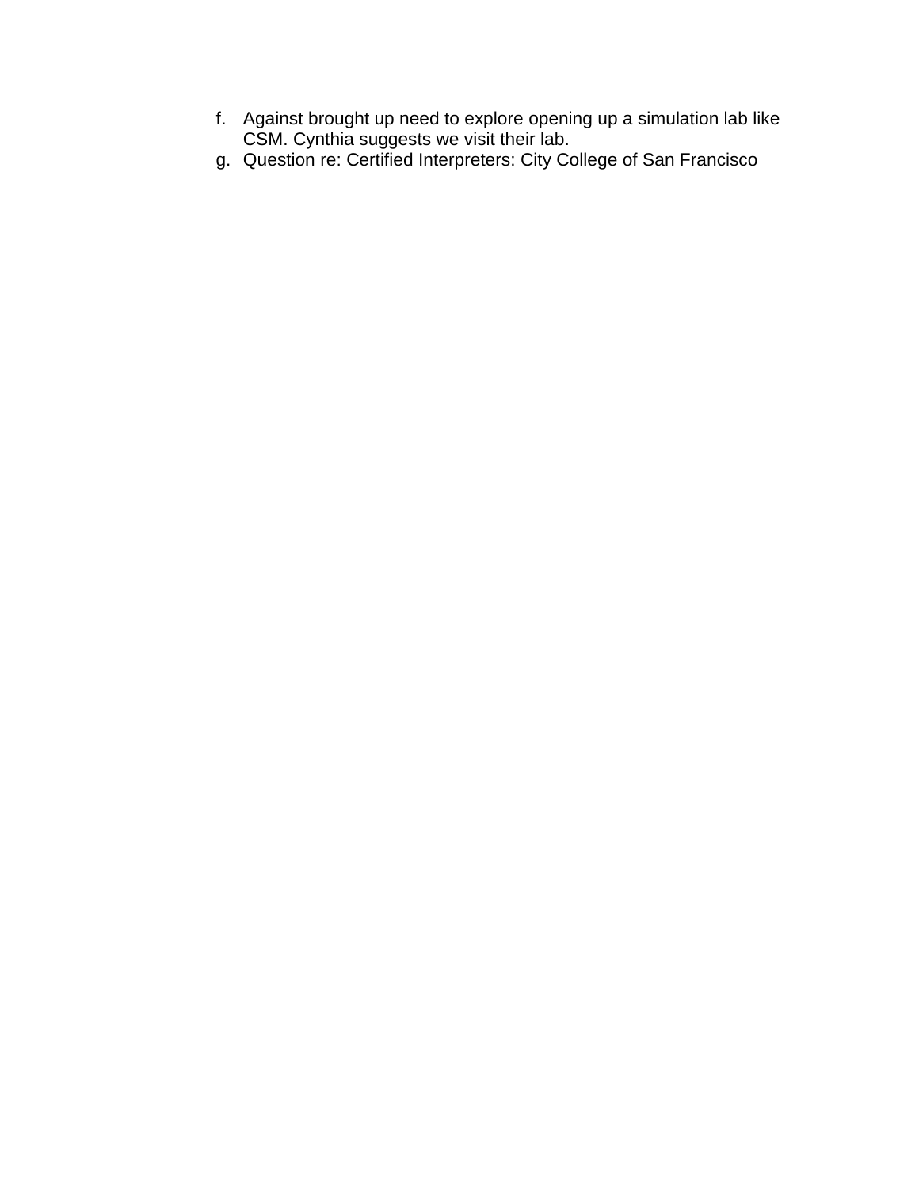f. Against brought up need to explore opening up a simulation lab like CSM. Cynthia suggests we visit their lab.
g. Question re: Certified Interpreters: City College of San Francisco